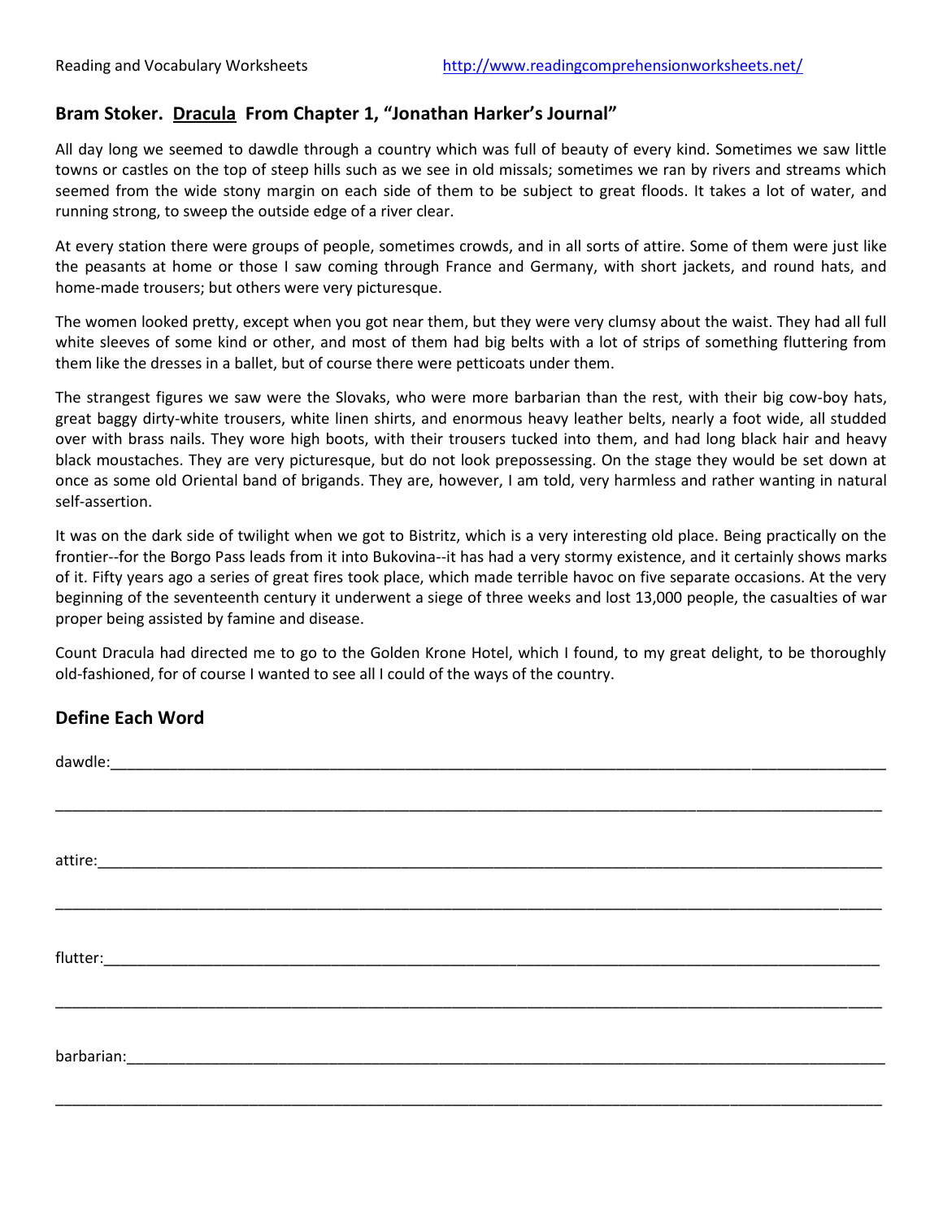## Bram Stoker. <u>Dracula</u> From Chapter 1, "Jonathan Harker's Journal"

All day long we seemed to dawdle through a country which was full of beauty of every kind. Sometimes we saw little towns or castles on the top of steep hills such as we see in old missals; sometimes we ran by rivers and streams which seemed from the wide stony margin on each side of them to be subject to great floods. It takes a lot of water, and running strong, to sweep the outside edge of a river clear.

At every station there were groups of people, sometimes crowds, and in all sorts of attire. Some of them were just like the peasants at home or those I saw coming through France and Germany, with short jackets, and round hats, and home-made trousers; but others were very picturesque.

The women looked pretty, except when you got near them, but they were very clumsy about the waist. They had all full white sleeves of some kind or other, and most of them had big belts with a lot of strips of something fluttering from them like the dresses in a ballet, but of course there were petticoats under them.

The strangest figures we saw were the Slovaks, who were more barbarian than the rest, with their big cow-boy hats, great baggy dirty-white trousers, white linen shirts, and enormous heavy leather belts, nearly a foot wide, all studded over with brass nails. They wore high boots, with their trousers tucked into them, and had long black hair and heavy black moustaches. They are very picturesque, but do not look prepossessing. On the stage they would be set down at once as some old Oriental band of brigands. They are, however, I am told, very harmless and rather wanting in natural self-assertion.

It was on the dark side of twilight when we got to Bistritz, which is a very interesting old place. Being practically on the frontier--for the Borgo Pass leads from it into Bukovina--it has had a very stormy existence, and it certainly shows marks of it. Fifty years ago a series of great fires took place, which made terrible havoc on five separate occasions. At the very beginning of the seventeenth century it underwent a siege of three weeks and lost 13,000 people, the casualties of war proper being assisted by famine and disease.

Count Dracula had directed me to go to the Golden Krone Hotel, which I found, to my great delight, to be thoroughly old-fashioned, for of course I wanted to see all I could of the ways of the country.

### Define Each Word

dawdle:______________________________________________________________________________

_____________________________________________________________________________________

attire:_______________________________________________________________________________

_____________________________________________________________________________________

flutter:______________________________________________________________________________

_____________________________________________________________________________________

barbarian:____________________________________________________________________________

_____________________________________________________________________________________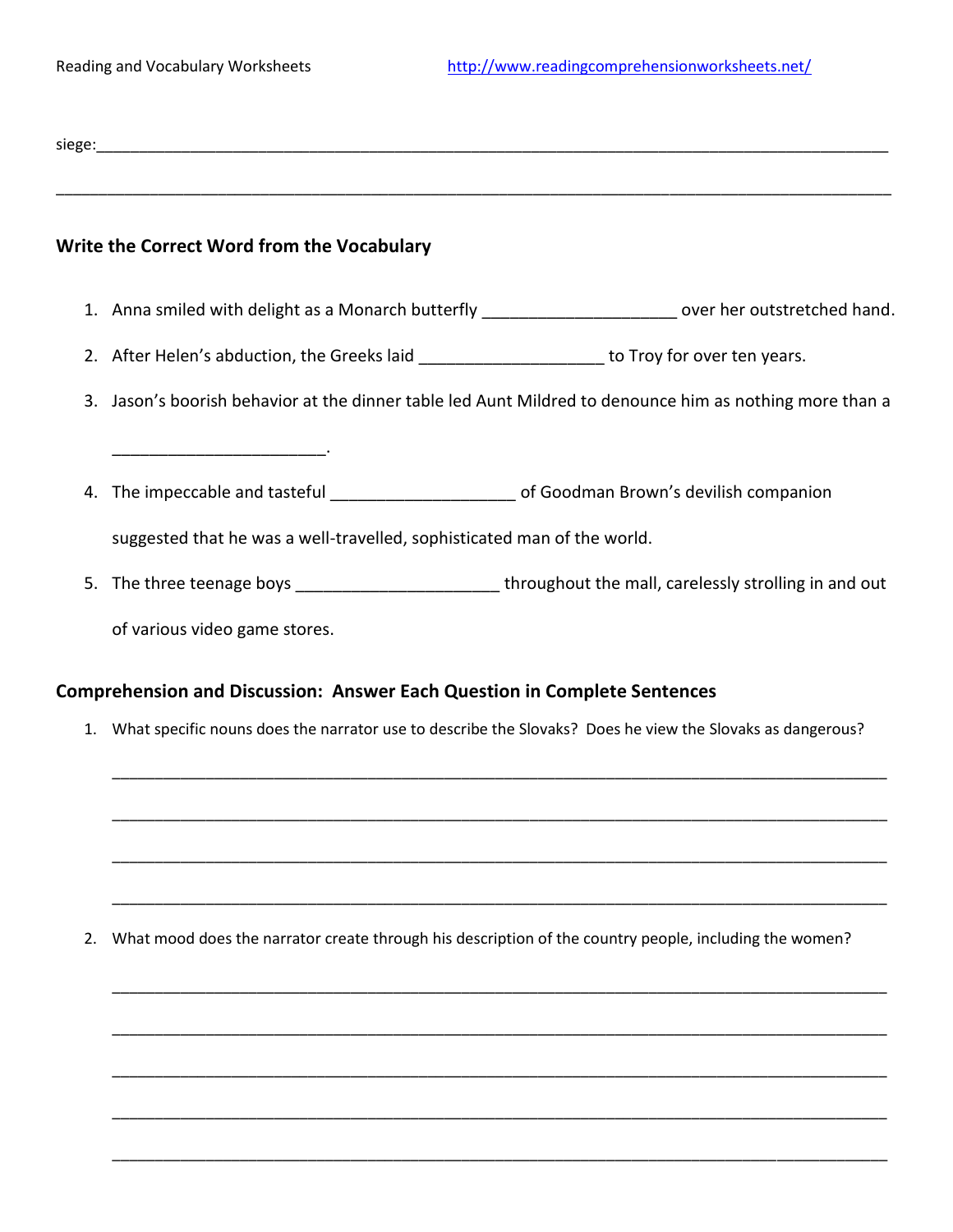siege:_____________________________________________________________________________________________

_____________________________________________________________________________________________

## Write the Correct Word from the Vocabulary

1. Anna smiled with delight as a Monarch butterfly ____________________ over her outstretched hand.
2. After Helen's abduction, the Greeks laid ___________________ to Troy for over ten years.
3. Jason's boorish behavior at the dinner table led Aunt Mildred to denounce him as nothing more than a ______________________.
4. The impeccable and tasteful ___________________ of Goodman Brown's devilish companion suggested that he was a well-travelled, sophisticated man of the world.
5. The three teenage boys _____________________ throughout the mall, carelessly strolling in and out of various video game stores.

## Comprehension and Discussion: Answer Each Question in Complete Sentences

1. What specific nouns does the narrator use to describe the Slovaks? Does he view the Slovaks as dangerous?

_____________________________________________________________________________________________

_____________________________________________________________________________________________

_____________________________________________________________________________________________

_____________________________________________________________________________________________

2. What mood does the narrator create through his description of the country people, including the women?

_____________________________________________________________________________________________

_____________________________________________________________________________________________

_____________________________________________________________________________________________

_____________________________________________________________________________________________

_____________________________________________________________________________________________